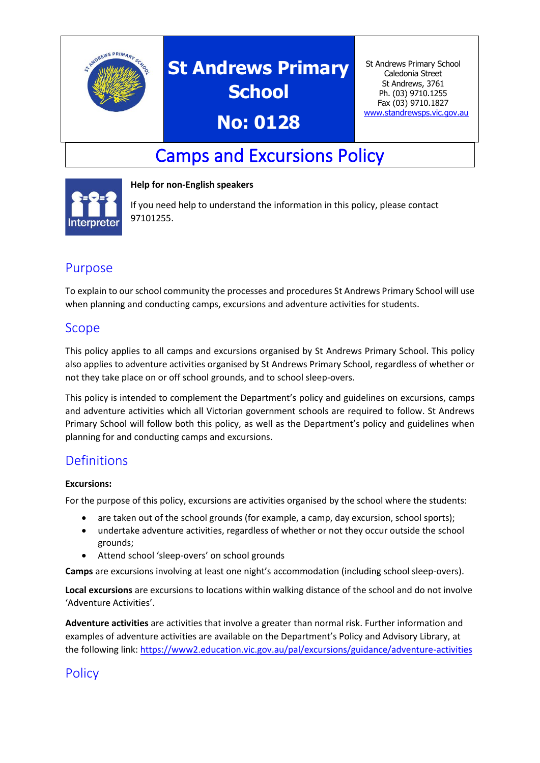# St Andrews Primary School

## No: 0128

St Andrews Primary School
Caledonia Street
St Andrews, 3761
Ph. (03) 9710.1255
Fax (03) 9710.1827
www.standrewsps.vic.gov.au

# Camps and Excursions Policy

**Help for non-English speakers**

If you need help to understand the information in this policy, please contact 97101255.

## Purpose

To explain to our school community the processes and procedures St Andrews Primary School will use when planning and conducting camps, excursions and adventure activities for students.

## Scope

This policy applies to all camps and excursions organised by St Andrews Primary School. This policy also applies to adventure activities organised by St Andrews Primary School, regardless of whether or not they take place on or off school grounds, and to school sleep-overs.

This policy is intended to complement the Department's policy and guidelines on excursions, camps and adventure activities which all Victorian government schools are required to follow. St Andrews Primary School will follow both this policy, as well as the Department's policy and guidelines when planning for and conducting camps and excursions.

## Definitions

**Excursions:**

For the purpose of this policy, excursions are activities organised by the school where the students:

- are taken out of the school grounds (for example, a camp, day excursion, school sports);
- undertake adventure activities, regardless of whether or not they occur outside the school grounds;
- Attend school 'sleep-overs' on school grounds

**Camps** are excursions involving at least one night's accommodation (including school sleep-overs).

**Local excursions** are excursions to locations within walking distance of the school and do not involve 'Adventure Activities'.

**Adventure activities** are activities that involve a greater than normal risk. Further information and examples of adventure activities are available on the Department's Policy and Advisory Library, at the following link: https://www2.education.vic.gov.au/pal/excursions/guidance/adventure-activities

## Policy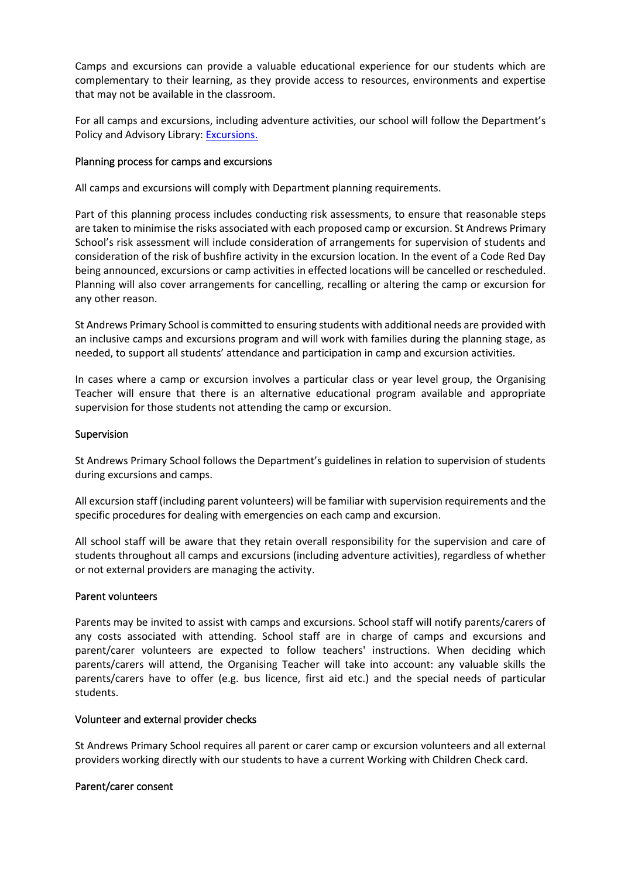Camps and excursions can provide a valuable educational experience for our students which are complementary to their learning, as they provide access to resources, environments and expertise that may not be available in the classroom.

For all camps and excursions, including adventure activities, our school will follow the Department's Policy and Advisory Library: [Excursions.](#)

### Planning process for camps and excursions

All camps and excursions will comply with Department planning requirements.

Part of this planning process includes conducting risk assessments, to ensure that reasonable steps are taken to minimise the risks associated with each proposed camp or excursion. St Andrews Primary School's risk assessment will include consideration of arrangements for supervision of students and consideration of the risk of bushfire activity in the excursion location. In the event of a Code Red Day being announced, excursions or camp activities in effected locations will be cancelled or rescheduled. Planning will also cover arrangements for cancelling, recalling or altering the camp or excursion for any other reason.

St Andrews Primary School is committed to ensuring students with additional needs are provided with an inclusive camps and excursions program and will work with families during the planning stage, as needed, to support all students' attendance and participation in camp and excursion activities.

In cases where a camp or excursion involves a particular class or year level group, the Organising Teacher will ensure that there is an alternative educational program available and appropriate supervision for those students not attending the camp or excursion.

### Supervision

St Andrews Primary School follows the Department's guidelines in relation to supervision of students during excursions and camps.

All excursion staff (including parent volunteers) will be familiar with supervision requirements and the specific procedures for dealing with emergencies on each camp and excursion.

All school staff will be aware that they retain overall responsibility for the supervision and care of students throughout all camps and excursions (including adventure activities), regardless of whether or not external providers are managing the activity.

### Parent volunteers

Parents may be invited to assist with camps and excursions. School staff will notify parents/carers of any costs associated with attending. School staff are in charge of camps and excursions and parent/carer volunteers are expected to follow teachers' instructions. When deciding which parents/carers will attend, the Organising Teacher will take into account: any valuable skills the parents/carers have to offer (e.g. bus licence, first aid etc.) and the special needs of particular students.

### Volunteer and external provider checks

St Andrews Primary School requires all parent or carer camp or excursion volunteers and all external providers working directly with our students to have a current Working with Children Check card.

### Parent/carer consent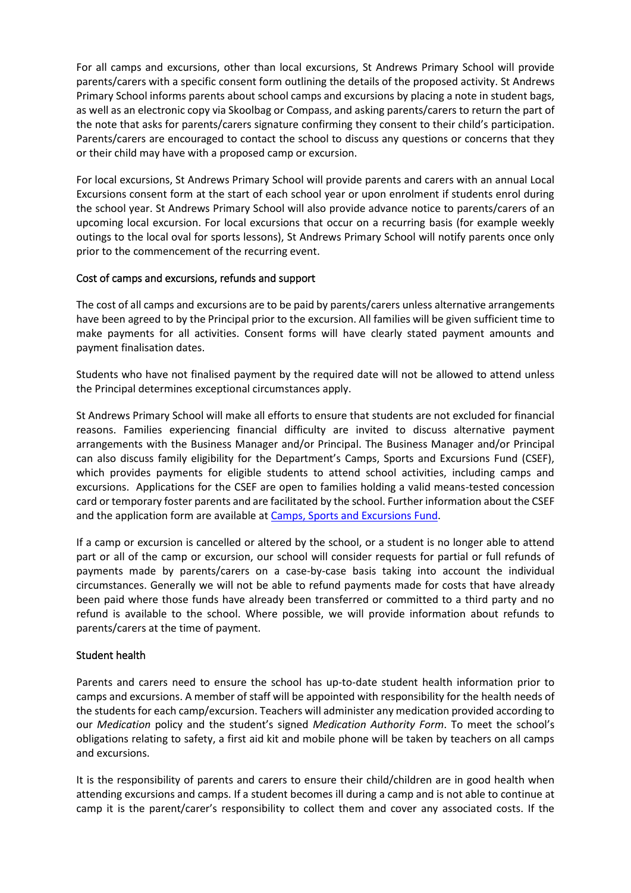For all camps and excursions, other than local excursions, St Andrews Primary School will provide parents/carers with a specific consent form outlining the details of the proposed activity. St Andrews Primary School informs parents about school camps and excursions by placing a note in student bags, as well as an electronic copy via Skoolbag or Compass, and asking parents/carers to return the part of the note that asks for parents/carers signature confirming they consent to their child's participation. Parents/carers are encouraged to contact the school to discuss any questions or concerns that they or their child may have with a proposed camp or excursion.

For local excursions, St Andrews Primary School will provide parents and carers with an annual Local Excursions consent form at the start of each school year or upon enrolment if students enrol during the school year. St Andrews Primary School will also provide advance notice to parents/carers of an upcoming local excursion. For local excursions that occur on a recurring basis (for example weekly outings to the local oval for sports lessons), St Andrews Primary School will notify parents once only prior to the commencement of the recurring event.

### Cost of camps and excursions, refunds and support

The cost of all camps and excursions are to be paid by parents/carers unless alternative arrangements have been agreed to by the Principal prior to the excursion. All families will be given sufficient time to make payments for all activities. Consent forms will have clearly stated payment amounts and payment finalisation dates.

Students who have not finalised payment by the required date will not be allowed to attend unless the Principal determines exceptional circumstances apply.

St Andrews Primary School will make all efforts to ensure that students are not excluded for financial reasons. Families experiencing financial difficulty are invited to discuss alternative payment arrangements with the Business Manager and/or Principal. The Business Manager and/or Principal can also discuss family eligibility for the Department's Camps, Sports and Excursions Fund (CSEF), which provides payments for eligible students to attend school activities, including camps and excursions. Applications for the CSEF are open to families holding a valid means-tested concession card or temporary foster parents and are facilitated by the school. Further information about the CSEF and the application form are available at [Camps, Sports and Excursions Fund](#).

If a camp or excursion is cancelled or altered by the school, or a student is no longer able to attend part or all of the camp or excursion, our school will consider requests for partial or full refunds of payments made by parents/carers on a case-by-case basis taking into account the individual circumstances. Generally we will not be able to refund payments made for costs that have already been paid where those funds have already been transferred or committed to a third party and no refund is available to the school. Where possible, we will provide information about refunds to parents/carers at the time of payment.

### Student health

Parents and carers need to ensure the school has up-to-date student health information prior to camps and excursions. A member of staff will be appointed with responsibility for the health needs of the students for each camp/excursion. Teachers will administer any medication provided according to our *Medication* policy and the student's signed *Medication Authority Form*. To meet the school's obligations relating to safety, a first aid kit and mobile phone will be taken by teachers on all camps and excursions.

It is the responsibility of parents and carers to ensure their child/children are in good health when attending excursions and camps. If a student becomes ill during a camp and is not able to continue at camp it is the parent/carer's responsibility to collect them and cover any associated costs. If the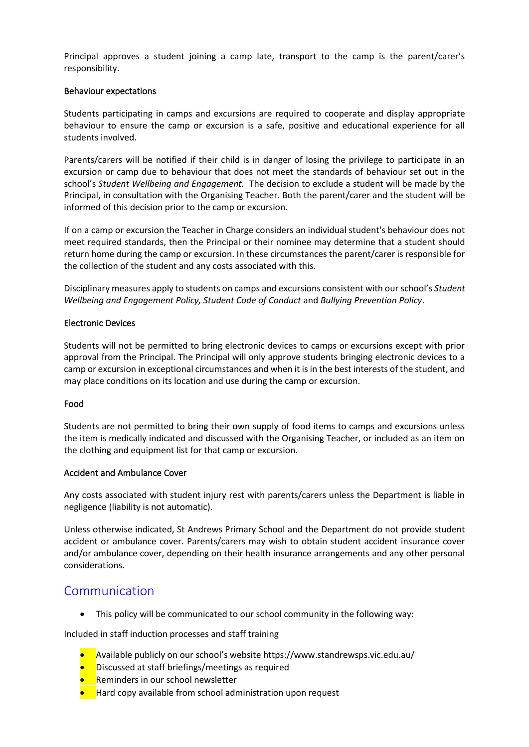Principal approves a student joining a camp late, transport to the camp is the parent/carer's responsibility.

### Behaviour expectations

Students participating in camps and excursions are required to cooperate and display appropriate behaviour to ensure the camp or excursion is a safe, positive and educational experience for all students involved.

Parents/carers will be notified if their child is in danger of losing the privilege to participate in an excursion or camp due to behaviour that does not meet the standards of behaviour set out in the school's *Student Wellbeing and Engagement.* The decision to exclude a student will be made by the Principal, in consultation with the Organising Teacher. Both the parent/carer and the student will be informed of this decision prior to the camp or excursion.

If on a camp or excursion the Teacher in Charge considers an individual student's behaviour does not meet required standards, then the Principal or their nominee may determine that a student should return home during the camp or excursion. In these circumstances the parent/carer is responsible for the collection of the student and any costs associated with this.

Disciplinary measures apply to students on camps and excursions consistent with our school's *Student Wellbeing and Engagement Policy, Student Code of Conduct* and *Bullying Prevention Policy*.

### Electronic Devices

Students will not be permitted to bring electronic devices to camps or excursions except with prior approval from the Principal. The Principal will only approve students bringing electronic devices to a camp or excursion in exceptional circumstances and when it is in the best interests of the student, and may place conditions on its location and use during the camp or excursion.

### Food

Students are not permitted to bring their own supply of food items to camps and excursions unless the item is medically indicated and discussed with the Organising Teacher, or included as an item on the clothing and equipment list for that camp or excursion.

### Accident and Ambulance Cover

Any costs associated with student injury rest with parents/carers unless the Department is liable in negligence (liability is not automatic).

Unless otherwise indicated, St Andrews Primary School and the Department do not provide student accident or ambulance cover. Parents/carers may wish to obtain student accident insurance cover and/or ambulance cover, depending on their health insurance arrangements and any other personal considerations.

## Communication

- This policy will be communicated to our school community in the following way:

Included in staff induction processes and staff training

- Available publicly on our school's website https://www.standrewsps.vic.edu.au/
- Discussed at staff briefings/meetings as required
- Reminders in our school newsletter
- Hard copy available from school administration upon request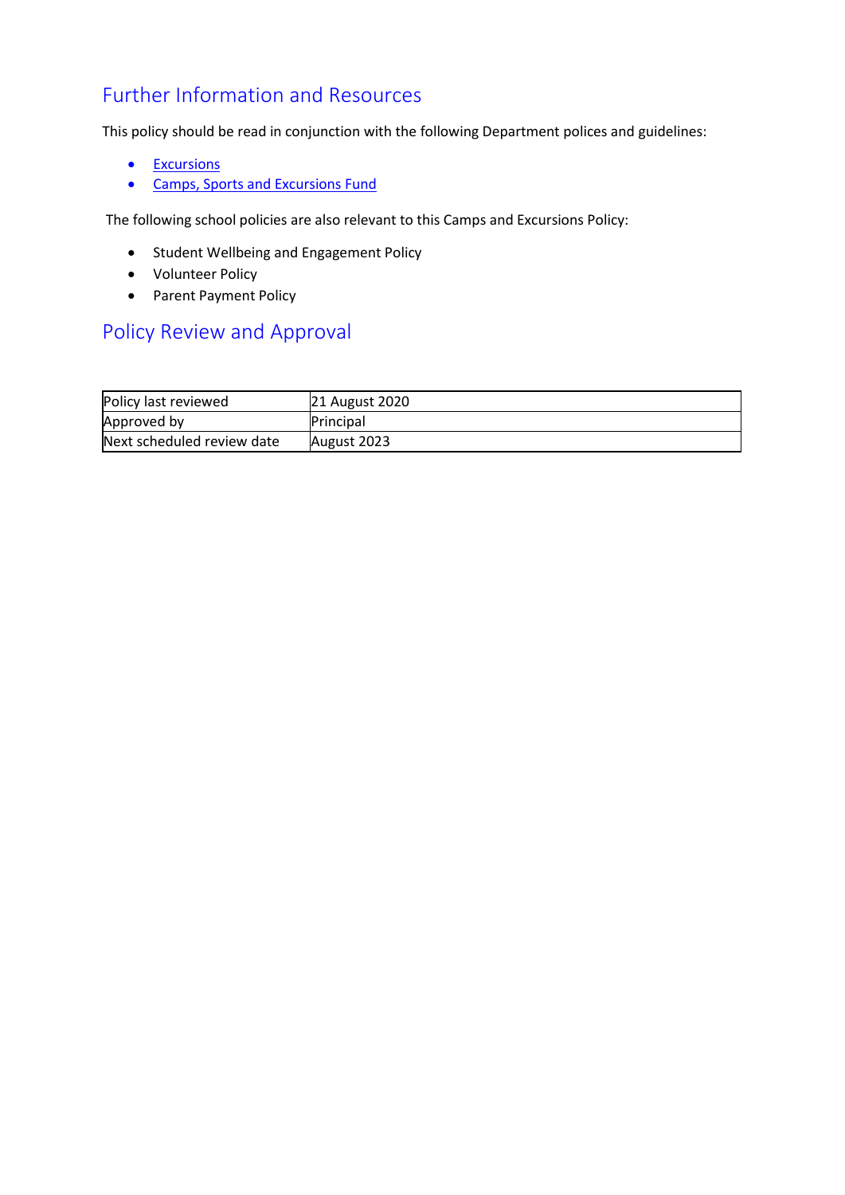## Further Information and Resources

This policy should be read in conjunction with the following Department polices and guidelines:

- Excursions
- Camps, Sports and Excursions Fund

The following school policies are also relevant to this Camps and Excursions Policy:

- Student Wellbeing and Engagement Policy
- Volunteer Policy
- Parent Payment Policy

## Policy Review and Approval

| | |
|---|---|
| Policy last reviewed | 21 August 2020 |
| Approved by | Principal |
| Next scheduled review date | August 2023 |